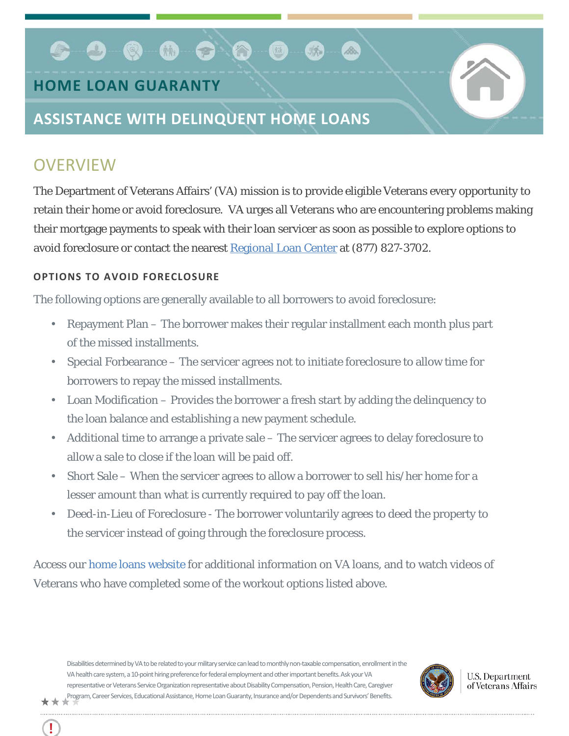# HOME LOAN GUARANTY

## ASSISTANCE WITH DELINQUENT HOME LOANS

## OVERVIEW

The Department of Veterans Affairs' (VA) mission is to provide eligible Veterans every opportunity to retain their home or avoid foreclosure. VA urges all Veterans who are encountering problems making their mortgage payments to speak with their loan servicer as soon as possible to explore options to avoid foreclosure or contact the nearest Regional Loan Center at (877) 827-3702.

### OPTIONS TO AVOID FORECLOSURE

The following options are generally available to all borrowers to avoid foreclosure:

- Repayment Plan – The borrower makes their regular installment each month plus part of the missed installments.
- Special Forbearance – The servicer agrees not to initiate foreclosure to allow time for borrowers to repay the missed installments.
- Loan Modification – Provides the borrower a fresh start by adding the delinquency to the loan balance and establishing a new payment schedule.
- Additional time to arrange a private sale – The servicer agrees to delay foreclosure to allow a sale to close if the loan will be paid off.
- Short Sale – When the servicer agrees to allow a borrower to sell his/her home for a lesser amount than what is currently required to pay off the loan.
- Deed-in-Lieu of Foreclosure - The borrower voluntarily agrees to deed the property to the servicer instead of going through the foreclosure process.

Access our home loans website for additional information on VA loans, and to watch videos of Veterans who have completed some of the workout options listed above.

Disabilities determined by VA to be related to your military service can lead to monthly non-taxable compensation, enrollment in the VA health care system, a 10-point hiring preference for federal employment and other important benefits. Ask your VA representative or Veterans Service Organization representative about Disability Compensation, Pension, Health Care, Caregiver Program, Career Services, Educational Assistance, Home Loan Guaranty, Insurance and/or Dependents and Survivors' Benefits.

U.S. Department of Veterans Affairs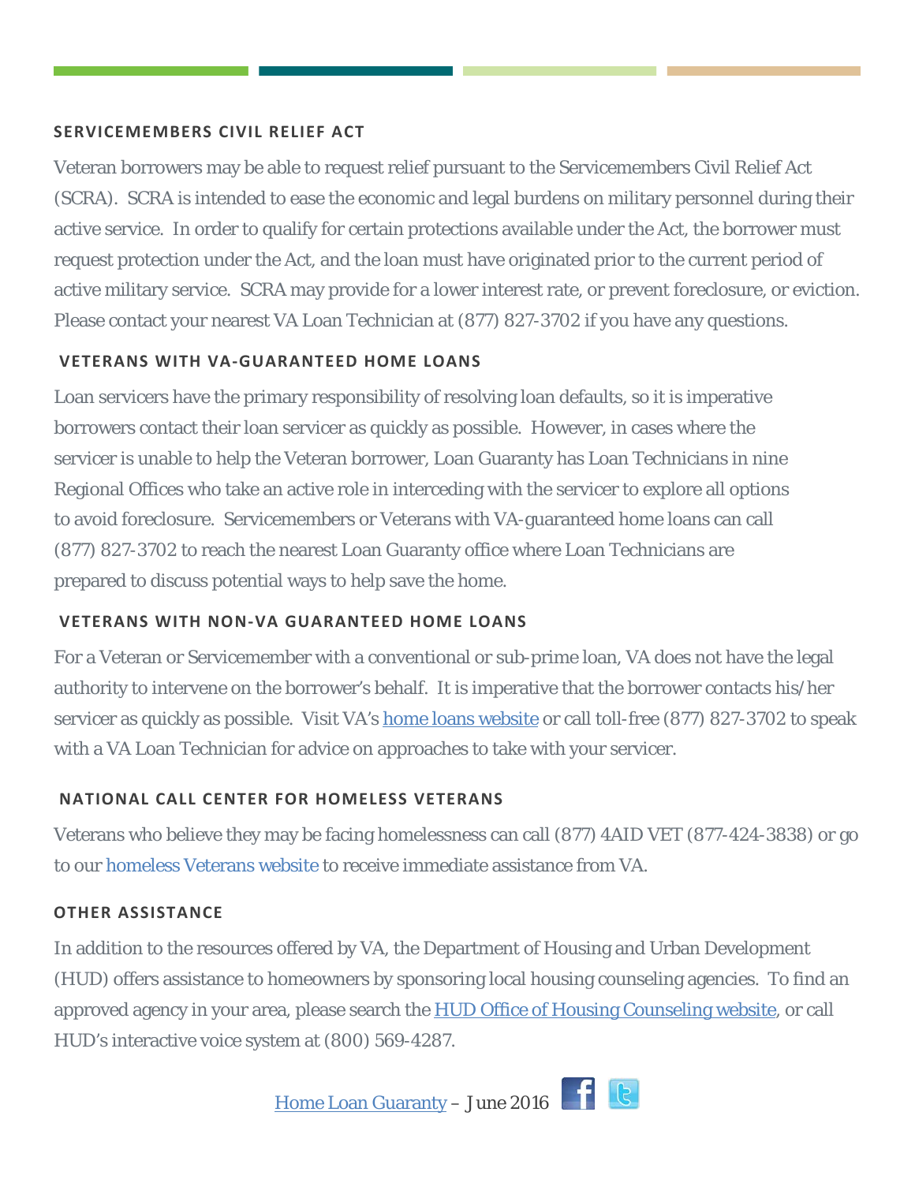## SERVICEMEMBERS CIVIL RELIEF ACT

Veteran borrowers may be able to request relief pursuant to the Servicemembers Civil Relief Act (SCRA). SCRA is intended to ease the economic and legal burdens on military personnel during their active service. In order to qualify for certain protections available under the Act, the borrower must request protection under the Act, and the loan must have originated prior to the current period of active military service. SCRA may provide for a lower interest rate, or prevent foreclosure, or eviction. Please contact your nearest VA Loan Technician at (877) 827-3702 if you have any questions.

## VETERANS WITH VA-GUARANTEED HOME LOANS

Loan servicers have the primary responsibility of resolving loan defaults, so it is imperative borrowers contact their loan servicer as quickly as possible. However, in cases where the servicer is unable to help the Veteran borrower, Loan Guaranty has Loan Technicians in nine Regional Offices who take an active role in interceding with the servicer to explore all options to avoid foreclosure. Servicemembers or Veterans with VA-guaranteed home loans can call (877) 827-3702 to reach the nearest Loan Guaranty office where Loan Technicians are prepared to discuss potential ways to help save the home.

## VETERANS WITH NON-VA GUARANTEED HOME LOANS

For a Veteran or Servicemember with a conventional or sub-prime loan, VA does not have the legal authority to intervene on the borrower's behalf. It is imperative that the borrower contacts his/her servicer as quickly as possible. Visit VA's home loans website or call toll-free (877) 827-3702 to speak with a VA Loan Technician for advice on approaches to take with your servicer.

## NATIONAL CALL CENTER FOR HOMELESS VETERANS

Veterans who believe they may be facing homelessness can call (877) 4AID VET (877-424-3838) or go to our homeless Veterans website to receive immediate assistance from VA.

## OTHER ASSISTANCE

In addition to the resources offered by VA, the Department of Housing and Urban Development (HUD) offers assistance to homeowners by sponsoring local housing counseling agencies. To find an approved agency in your area, please search the HUD Office of Housing Counseling website, or call HUD's interactive voice system at (800) 569-4287.

Home Loan Guaranty – June 2016